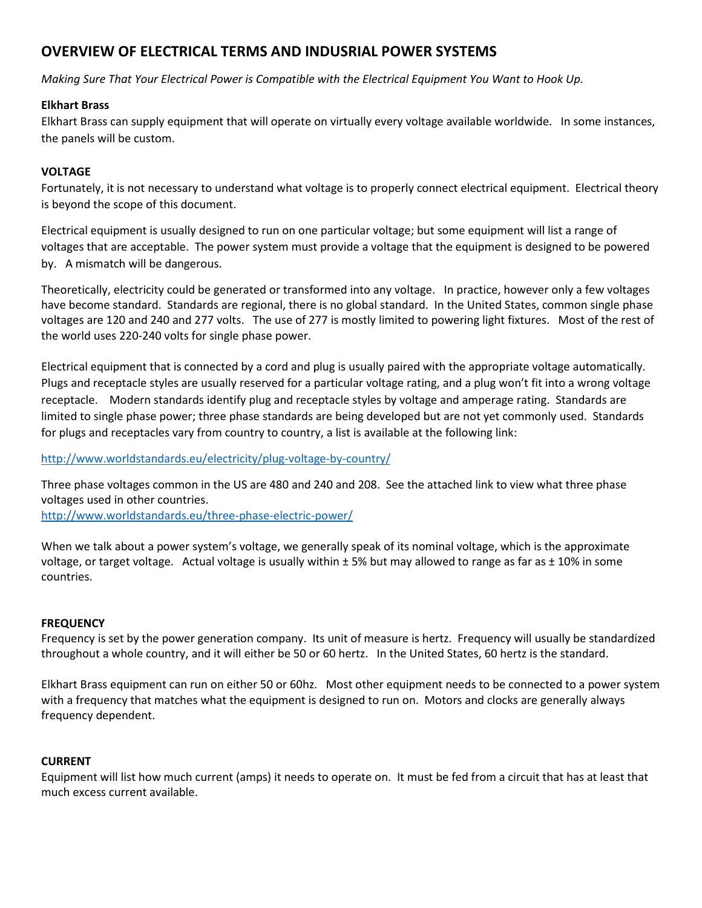# OVERVIEW OF ELECTRICAL TERMS AND INDUSRIAL POWER SYSTEMS

*Making Sure That Your Electrical Power is Compatible with the Electrical Equipment You Want to Hook Up.*

**Elkhart Brass**

Elkhart Brass can supply equipment that will operate on virtually every voltage available worldwide. In some instances, the panels will be custom.

**VOLTAGE**

Fortunately, it is not necessary to understand what voltage is to properly connect electrical equipment. Electrical theory is beyond the scope of this document.

Electrical equipment is usually designed to run on one particular voltage; but some equipment will list a range of voltages that are acceptable. The power system must provide a voltage that the equipment is designed to be powered by. A mismatch will be dangerous.

Theoretically, electricity could be generated or transformed into any voltage. In practice, however only a few voltages have become standard. Standards are regional, there is no global standard. In the United States, common single phase voltages are 120 and 240 and 277 volts. The use of 277 is mostly limited to powering light fixtures. Most of the rest of the world uses 220-240 volts for single phase power.

Electrical equipment that is connected by a cord and plug is usually paired with the appropriate voltage automatically. Plugs and receptacle styles are usually reserved for a particular voltage rating, and a plug won't fit into a wrong voltage receptacle. Modern standards identify plug and receptacle styles by voltage and amperage rating. Standards are limited to single phase power; three phase standards are being developed but are not yet commonly used. Standards for plugs and receptacles vary from country to country, a list is available at the following link:

http://www.worldstandards.eu/electricity/plug-voltage-by-country/

Three phase voltages common in the US are 480 and 240 and 208. See the attached link to view what three phase voltages used in other countries.
http://www.worldstandards.eu/three-phase-electric-power/

When we talk about a power system's voltage, we generally speak of its nominal voltage, which is the approximate voltage, or target voltage. Actual voltage is usually within ± 5% but may allowed to range as far as ± 10% in some countries.

**FREQUENCY**

Frequency is set by the power generation company. Its unit of measure is hertz. Frequency will usually be standardized throughout a whole country, and it will either be 50 or 60 hertz. In the United States, 60 hertz is the standard.

Elkhart Brass equipment can run on either 50 or 60hz. Most other equipment needs to be connected to a power system with a frequency that matches what the equipment is designed to run on. Motors and clocks are generally always frequency dependent.

**CURRENT**

Equipment will list how much current (amps) it needs to operate on. It must be fed from a circuit that has at least that much excess current available.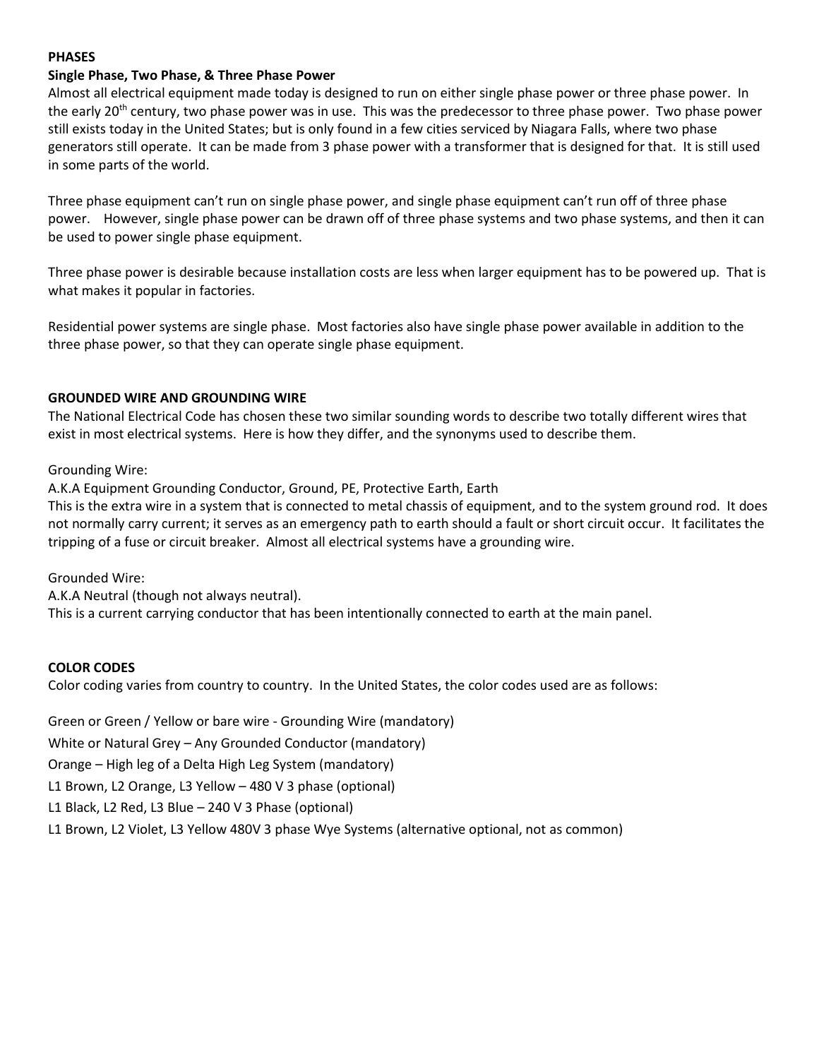**PHASES**

**Single Phase, Two Phase, & Three Phase Power**

Almost all electrical equipment made today is designed to run on either single phase power or three phase power. In the early 20th century, two phase power was in use. This was the predecessor to three phase power. Two phase power still exists today in the United States; but is only found in a few cities serviced by Niagara Falls, where two phase generators still operate. It can be made from 3 phase power with a transformer that is designed for that. It is still used in some parts of the world.

Three phase equipment can't run on single phase power, and single phase equipment can't run off of three phase power. However, single phase power can be drawn off of three phase systems and two phase systems, and then it can be used to power single phase equipment.

Three phase power is desirable because installation costs are less when larger equipment has to be powered up. That is what makes it popular in factories.

Residential power systems are single phase. Most factories also have single phase power available in addition to the three phase power, so that they can operate single phase equipment.

**GROUNDED WIRE AND GROUNDING WIRE**

The National Electrical Code has chosen these two similar sounding words to describe two totally different wires that exist in most electrical systems. Here is how they differ, and the synonyms used to describe them.

Grounding Wire:
A.K.A Equipment Grounding Conductor, Ground, PE, Protective Earth, Earth
This is the extra wire in a system that is connected to metal chassis of equipment, and to the system ground rod. It does not normally carry current; it serves as an emergency path to earth should a fault or short circuit occur. It facilitates the tripping of a fuse or circuit breaker. Almost all electrical systems have a grounding wire.

Grounded Wire:
A.K.A Neutral (though not always neutral).
This is a current carrying conductor that has been intentionally connected to earth at the main panel.

**COLOR CODES**

Color coding varies from country to country. In the United States, the color codes used are as follows:

Green or Green / Yellow or bare wire - Grounding Wire (mandatory)

White or Natural Grey – Any Grounded Conductor (mandatory)

Orange – High leg of a Delta High Leg System (mandatory)

L1 Brown, L2 Orange, L3 Yellow – 480 V 3 phase (optional)

L1 Black, L2 Red, L3 Blue – 240 V 3 Phase (optional)

L1 Brown, L2 Violet, L3 Yellow 480V 3 phase Wye Systems (alternative optional, not as common)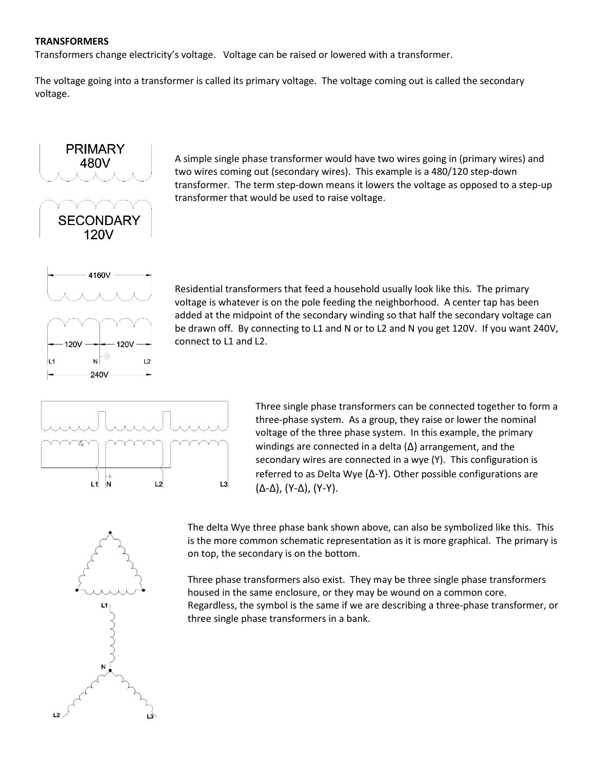**TRANSFORMERS**

Transformers change electricity's voltage. Voltage can be raised or lowered with a transformer.

The voltage going into a transformer is called its primary voltage. The voltage coming out is called the secondary voltage.

A simple single phase transformer would have two wires going in (primary wires) and two wires coming out (secondary wires). This example is a 480/120 step-down transformer. The term step-down means it lowers the voltage as opposed to a step-up transformer that would be used to raise voltage.

Residential transformers that feed a household usually look like this. The primary voltage is whatever is on the pole feeding the neighborhood. A center tap has been added at the midpoint of the secondary winding so that half the secondary voltage can be drawn off. By connecting to L1 and N or to L2 and N you get 120V. If you want 240V, connect to L1 and L2.

Three single phase transformers can be connected together to form a three-phase system. As a group, they raise or lower the nominal voltage of the three phase system. In this example, the primary windings are connected in a delta (Δ) arrangement, and the secondary wires are connected in a wye (Y). This configuration is referred to as Delta Wye (Δ-Y). Other possible configurations are (Δ-Δ), (Y-Δ), (Y-Y).

The delta Wye three phase bank shown above, can also be symbolized like this. This is the more common schematic representation as it is more graphical. The primary is on top, the secondary is on the bottom.

Three phase transformers also exist. They may be three single phase transformers housed in the same enclosure, or they may be wound on a common core. Regardless, the symbol is the same if we are describing a three-phase transformer, or three single phase transformers in a bank.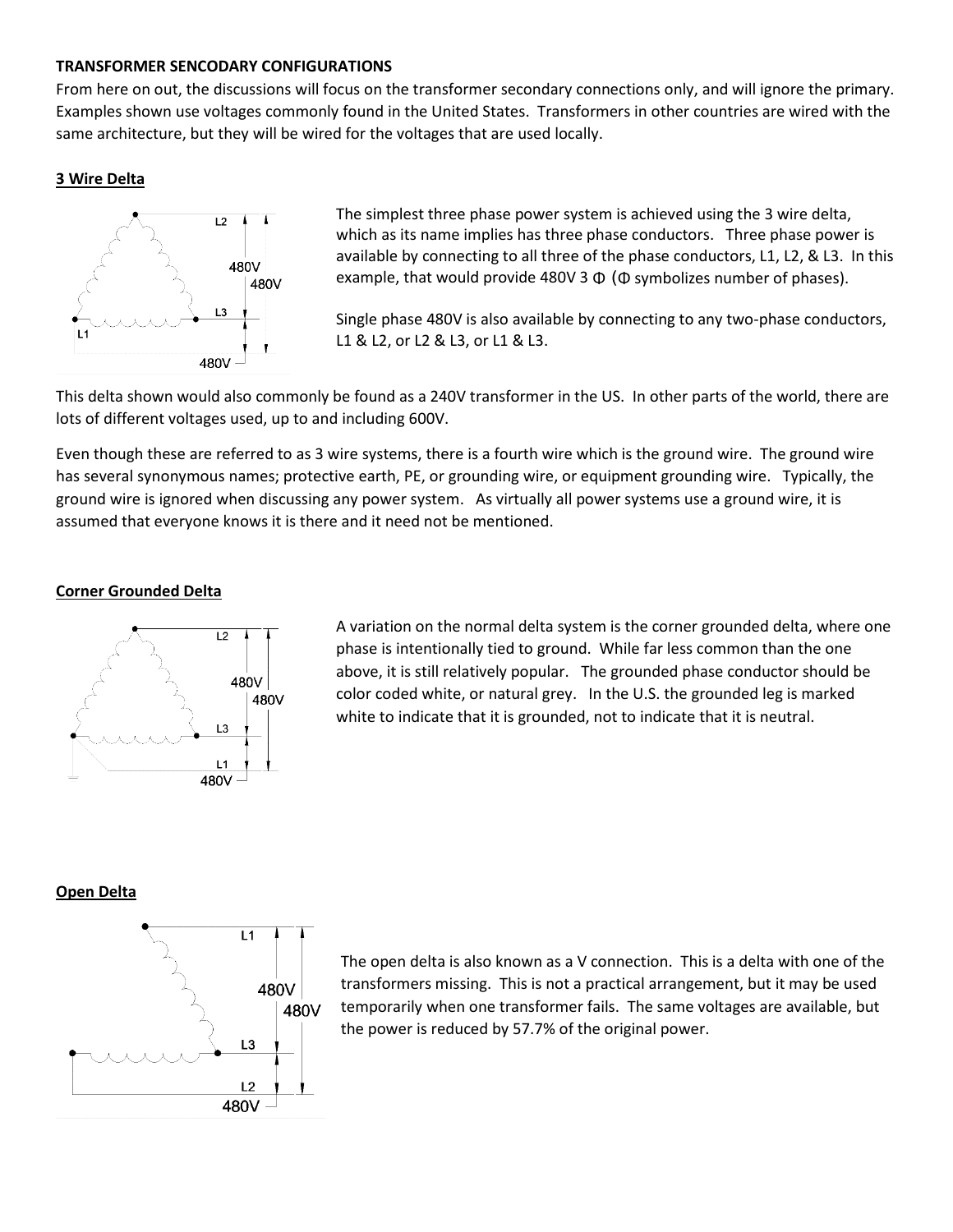**TRANSFORMER SENCODARY CONFIGURATIONS**

From here on out, the discussions will focus on the transformer secondary connections only, and will ignore the primary. Examples shown use voltages commonly found in the United States. Transformers in other countries are wired with the same architecture, but they will be wired for the voltages that are used locally.

## 3 Wire Delta

The simplest three phase power system is achieved using the 3 wire delta, which as its name implies has three phase conductors. Three phase power is available by connecting to all three of the phase conductors, L1, L2, & L3. In this example, that would provide 480V 3 Φ (Φ symbolizes number of phases).

Single phase 480V is also available by connecting to any two-phase conductors, L1 & L2, or L2 & L3, or L1 & L3.

This delta shown would also commonly be found as a 240V transformer in the US. In other parts of the world, there are lots of different voltages used, up to and including 600V.

Even though these are referred to as 3 wire systems, there is a fourth wire which is the ground wire. The ground wire has several synonymous names; protective earth, PE, or grounding wire, or equipment grounding wire. Typically, the ground wire is ignored when discussing any power system. As virtually all power systems use a ground wire, it is assumed that everyone knows it is there and it need not be mentioned.

## Corner Grounded Delta

A variation on the normal delta system is the corner grounded delta, where one phase is intentionally tied to ground. While far less common than the one above, it is still relatively popular. The grounded phase conductor should be color coded white, or natural grey. In the U.S. the grounded leg is marked white to indicate that it is grounded, not to indicate that it is neutral.

## Open Delta

The open delta is also known as a V connection. This is a delta with one of the transformers missing. This is not a practical arrangement, but it may be used temporarily when one transformer fails. The same voltages are available, but the power is reduced by 57.7% of the original power.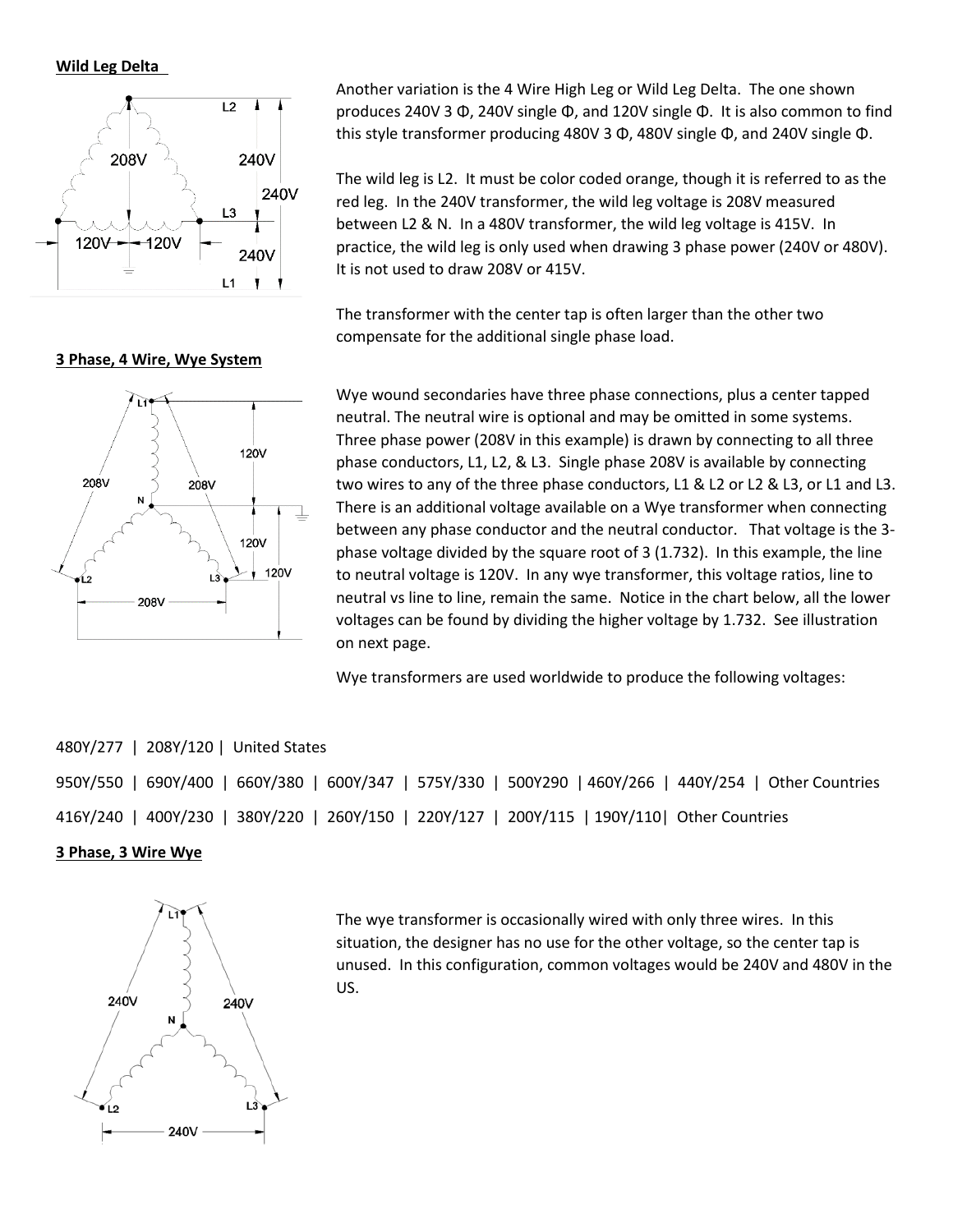**Wild Leg Delta**

Another variation is the 4 Wire High Leg or Wild Leg Delta. The one shown produces 240V 3 Φ, 240V single Φ, and 120V single Φ. It is also common to find this style transformer producing 480V 3 Φ, 480V single Φ, and 240V single Φ.

The wild leg is L2. It must be color coded orange, though it is referred to as the red leg. In the 240V transformer, the wild leg voltage is 208V measured between L2 & N. In a 480V transformer, the wild leg voltage is 415V. In practice, the wild leg is only used when drawing 3 phase power (240V or 480V). It is not used to draw 208V or 415V.

The transformer with the center tap is often larger than the other two compensate for the additional single phase load.

**3 Phase, 4 Wire, Wye System**

Wye wound secondaries have three phase connections, plus a center tapped neutral. The neutral wire is optional and may be omitted in some systems. Three phase power (208V in this example) is drawn by connecting to all three phase conductors, L1, L2, & L3. Single phase 208V is available by connecting two wires to any of the three phase conductors, L1 & L2 or L2 & L3, or L1 and L3. There is an additional voltage available on a Wye transformer when connecting between any phase conductor and the neutral conductor. That voltage is the 3-phase voltage divided by the square root of 3 (1.732). In this example, the line to neutral voltage is 120V. In any wye transformer, this voltage ratios, line to neutral vs line to line, remain the same. Notice in the chart below, all the lower voltages can be found by dividing the higher voltage by 1.732. See illustration on next page.

Wye transformers are used worldwide to produce the following voltages:

480Y/277 | 208Y/120 | United States

950Y/550 | 690Y/400 | 660Y/380 | 600Y/347 | 575Y/330 | 500Y290 | 460Y/266 | 440Y/254 | Other Countries

416Y/240 | 400Y/230 | 380Y/220 | 260Y/150 | 220Y/127 | 200Y/115 | 190Y/110| Other Countries

**3 Phase, 3 Wire Wye**

The wye transformer is occasionally wired with only three wires. In this situation, the designer has no use for the other voltage, so the center tap is unused. In this configuration, common voltages would be 240V and 480V in the US.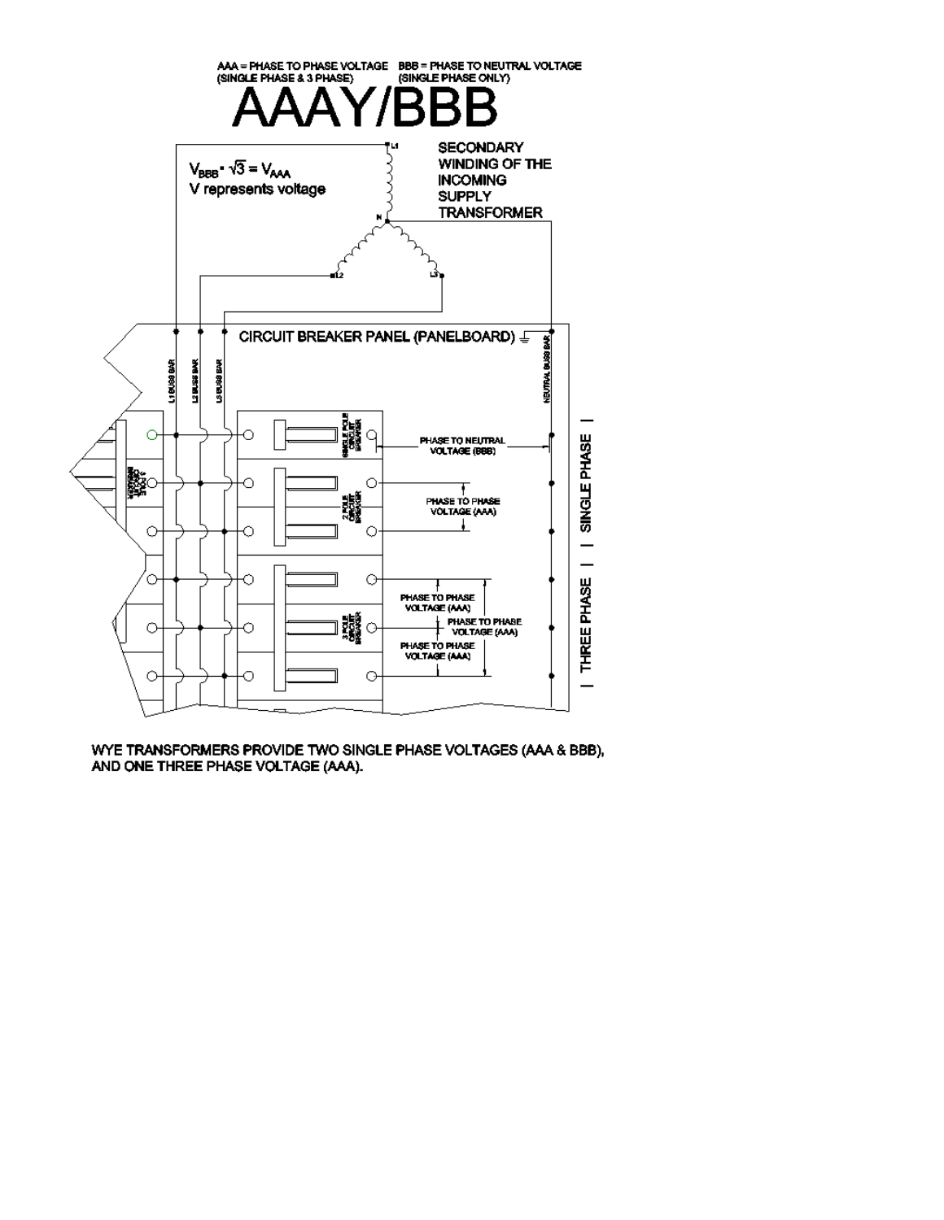AAA = PHASE TO PHASE VOLTAGE (SINGLE PHASE & 3 PHASE)

BBB = PHASE TO NEUTRAL VOLTAGE (SINGLE PHASE ONLY)

# AAAY/BBB

$V_{BBB} \cdot \sqrt{3} = V_{AAA}$

V represents voltage

SECONDARY WINDING OF THE INCOMING SUPPLY TRANSFORMER

L1

N

L2

L3

CIRCUIT BREAKER PANEL (PANELBOARD)

L1 BUSS BAR

L2 BUSS BAR

L3 BUSS BAR

NEUTRAL BUSS BAR

SINGLE POLE CIRCUIT BREAKER

PHASE TO NEUTRAL VOLTAGE (BBB)

2 POLE CIRCUIT BREAKER

PHASE TO PHASE VOLTAGE (AAA)

3 POLE CIRCUIT BREAKER

PHASE TO PHASE VOLTAGE (AAA)

PHASE TO PHASE VOLTAGE (AAA)

PHASE TO PHASE VOLTAGE (AAA)

SINGLE PHASE

THREE PHASE

WYE TRANSFORMERS PROVIDE TWO SINGLE PHASE VOLTAGES (AAA & BBB), AND ONE THREE PHASE VOLTAGE (AAA).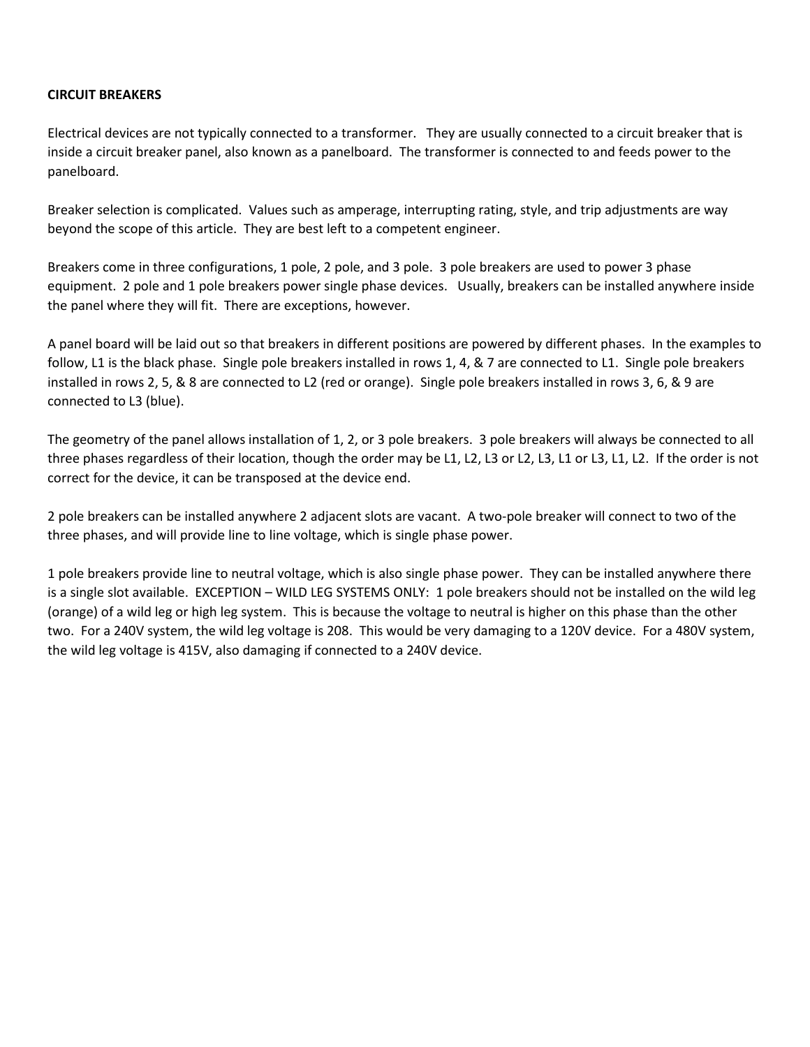**CIRCUIT BREAKERS**

Electrical devices are not typically connected to a transformer. They are usually connected to a circuit breaker that is inside a circuit breaker panel, also known as a panelboard. The transformer is connected to and feeds power to the panelboard.

Breaker selection is complicated. Values such as amperage, interrupting rating, style, and trip adjustments are way beyond the scope of this article. They are best left to a competent engineer.

Breakers come in three configurations, 1 pole, 2 pole, and 3 pole. 3 pole breakers are used to power 3 phase equipment. 2 pole and 1 pole breakers power single phase devices. Usually, breakers can be installed anywhere inside the panel where they will fit. There are exceptions, however.

A panel board will be laid out so that breakers in different positions are powered by different phases. In the examples to follow, L1 is the black phase. Single pole breakers installed in rows 1, 4, & 7 are connected to L1. Single pole breakers installed in rows 2, 5, & 8 are connected to L2 (red or orange). Single pole breakers installed in rows 3, 6, & 9 are connected to L3 (blue).

The geometry of the panel allows installation of 1, 2, or 3 pole breakers. 3 pole breakers will always be connected to all three phases regardless of their location, though the order may be L1, L2, L3 or L2, L3, L1 or L3, L1, L2. If the order is not correct for the device, it can be transposed at the device end.

2 pole breakers can be installed anywhere 2 adjacent slots are vacant. A two-pole breaker will connect to two of the three phases, and will provide line to line voltage, which is single phase power.

1 pole breakers provide line to neutral voltage, which is also single phase power. They can be installed anywhere there is a single slot available. EXCEPTION – WILD LEG SYSTEMS ONLY: 1 pole breakers should not be installed on the wild leg (orange) of a wild leg or high leg system. This is because the voltage to neutral is higher on this phase than the other two. For a 240V system, the wild leg voltage is 208. This would be very damaging to a 120V device. For a 480V system, the wild leg voltage is 415V, also damaging if connected to a 240V device.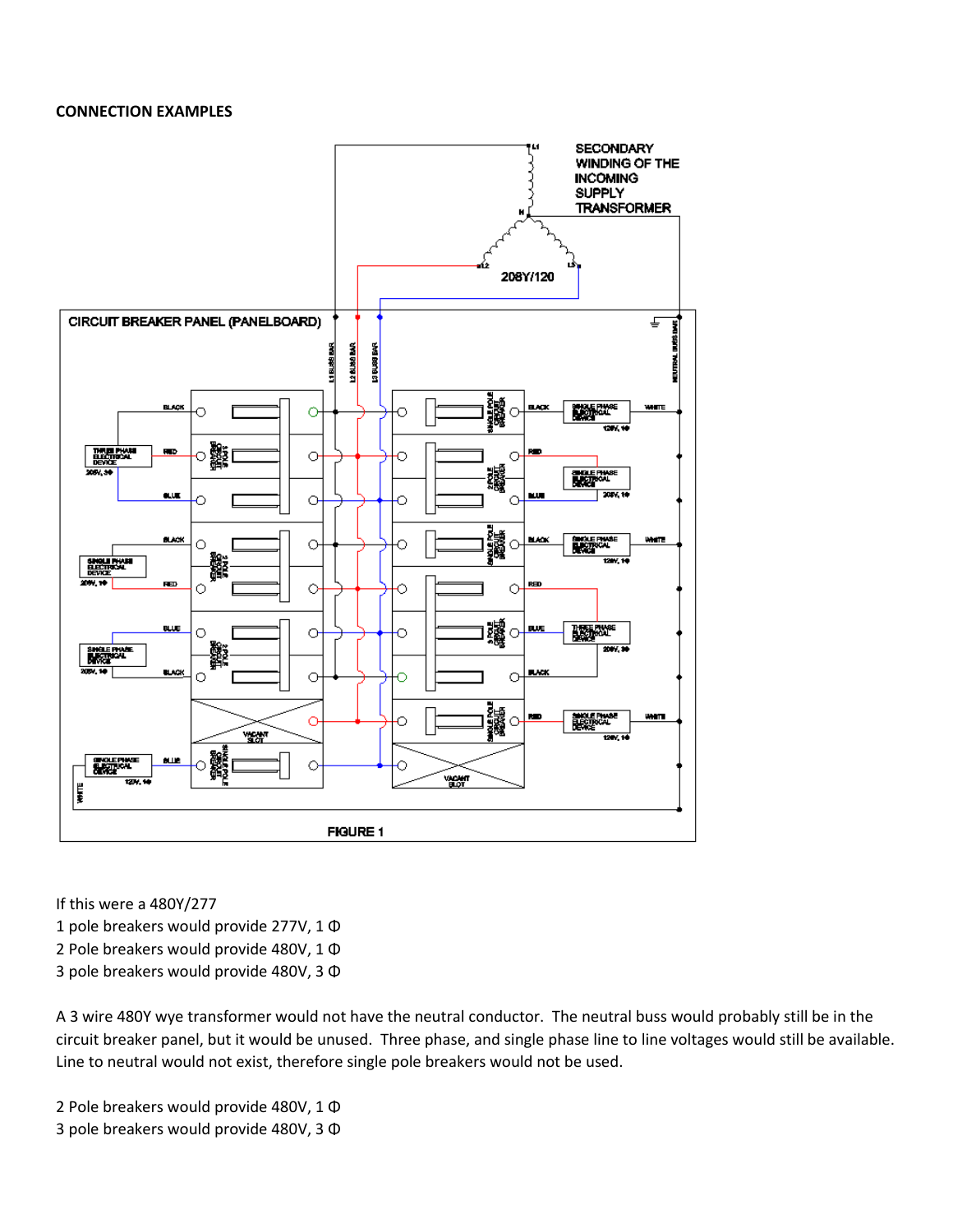**CONNECTION EXAMPLES**

FIGURE 1

If this were a 480Y/277

1 pole breakers would provide 277V, 1 Φ

2 Pole breakers would provide 480V, 1 Φ

3 pole breakers would provide 480V, 3 Φ

A 3 wire 480Y wye transformer would not have the neutral conductor. The neutral buss would probably still be in the circuit breaker panel, but it would be unused. Three phase, and single phase line to line voltages would still be available. Line to neutral would not exist, therefore single pole breakers would not be used.

2 Pole breakers would provide 480V, 1 Φ

3 pole breakers would provide 480V, 3 Φ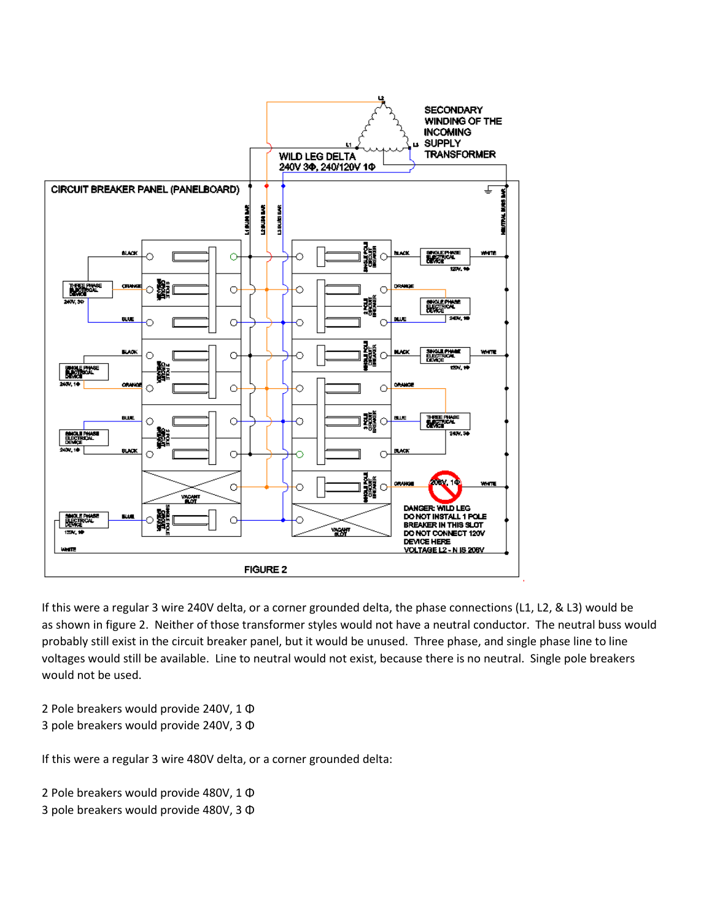SECONDARY WINDING OF THE INCOMING SUPPLY TRANSFORMER

WILD LEG DELTA
240V 3Φ, 240/120V 1Φ

CIRCUIT BREAKER PANEL (PANELBOARD)

L1 BUSS BAR
L2 BUSS BAR
L3 BUSS BAR
NEUTRAL BUSS BAR

THREE PHASE ELECTRICAL DEVICE
240V, 3Φ

SINGLE PHASE ELECTRICAL DEVICE
240V, 1Φ

SINGLE PHASE ELECTRICAL DEVICE
120V, 1Φ

208V, 1Φ

DANGER: WILD LEG
DO NOT INSTALL 1 POLE BREAKER IN THIS SLOT
DO NOT CONNECT 120V DEVICE HERE
VOLTAGE L2 - N IS 208V

VACANT SLOT

FIGURE 2

If this were a regular 3 wire 240V delta, or a corner grounded delta, the phase connections (L1, L2, & L3) would be as shown in figure 2. Neither of those transformer styles would not have a neutral conductor. The neutral buss would probably still exist in the circuit breaker panel, but it would be unused. Three phase, and single phase line to line voltages would still be available. Line to neutral would not exist, because there is no neutral. Single pole breakers would not be used.

2 Pole breakers would provide 240V, 1 Φ
3 pole breakers would provide 240V, 3 Φ

If this were a regular 3 wire 480V delta, or a corner grounded delta:

2 Pole breakers would provide 480V, 1 Φ
3 pole breakers would provide 480V, 3 Φ